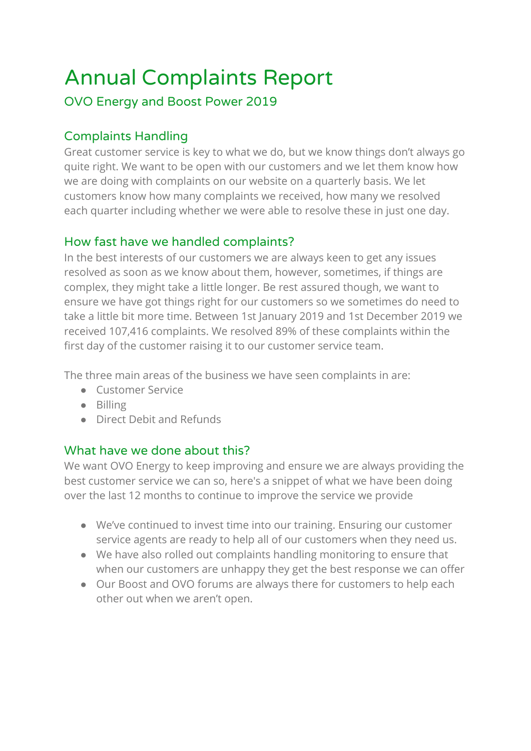# Annual Complaints Report

## OVO Energy and Boost Power 2019

### Complaints Handling

Great customer service is key to what we do, but we know things don't always go quite right. We want to be open with our customers and we let them know how we are doing with complaints on our website on a quarterly basis. We let customers know how many complaints we received, how many we resolved each quarter including whether we were able to resolve these in just one day.

### How fast have we handled complaints?

In the best interests of our customers we are always keen to get any issues resolved as soon as we know about them, however, sometimes, if things are complex, they might take a little longer. Be rest assured though, we want to ensure we have got things right for our customers so we sometimes do need to take a little bit more time. Between 1st January 2019 and 1st December 2019 we received 107,416 complaints. We resolved 89% of these complaints within the first day of the customer raising it to our customer service team.

The three main areas of the business we have seen complaints in are:

- Customer Service
- Billing
- Direct Debit and Refunds

### What have we done about this?

We want OVO Energy to keep improving and ensure we are always providing the best customer service we can so, here's a snippet of what we have been doing over the last 12 months to continue to improve the service we provide

- We've continued to invest time into our training. Ensuring our customer service agents are ready to help all of our customers when they need us.
- We have also rolled out complaints handling monitoring to ensure that when our customers are unhappy they get the best response we can offer
- Our Boost and OVO forums are always there for customers to help each other out when we aren't open.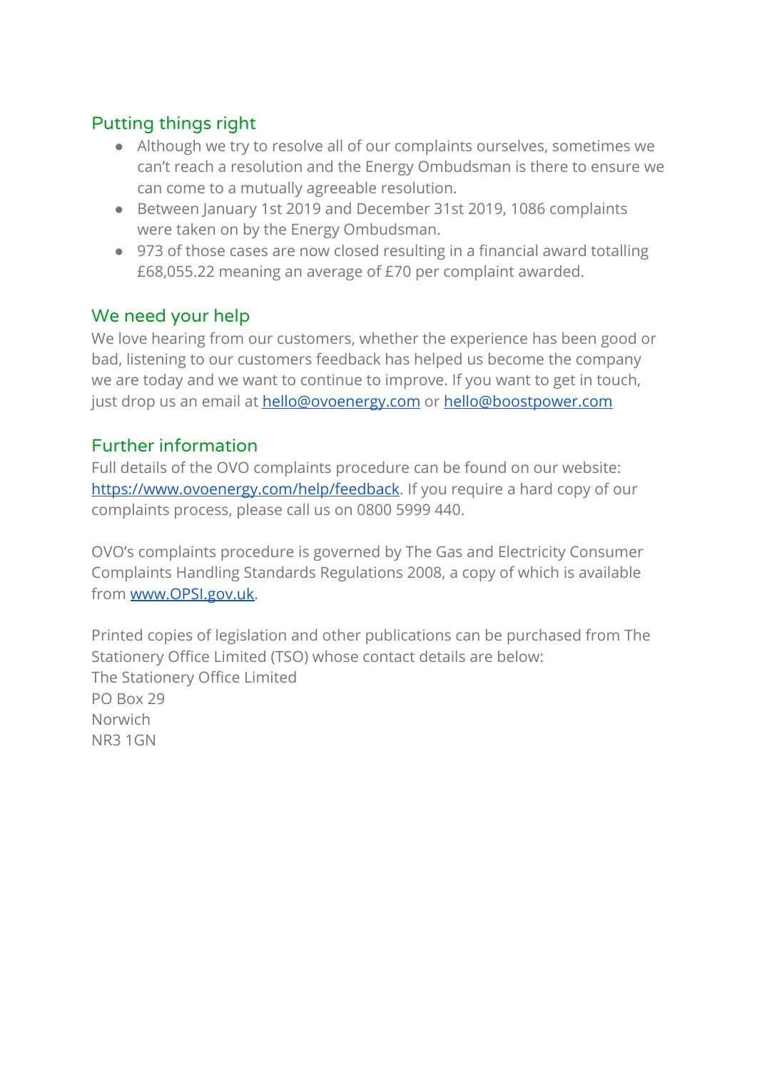## Putting things right

- Although we try to resolve all of our complaints ourselves, sometimes we can't reach a resolution and the Energy Ombudsman is there to ensure we can come to a mutually agreeable resolution.
- Between January 1st 2019 and December 31st 2019, 1086 complaints were taken on by the Energy Ombudsman.
- 973 of those cases are now closed resulting in a financial award totalling £68,055.22 meaning an average of £70 per complaint awarded.

## We need your help

We love hearing from our customers, whether the experience has been good or bad, listening to our customers feedback has helped us become the company we are today and we want to continue to improve. If you want to get in touch, just drop us an email at [hello@ovoenergy.com](mailto:hello@ovoenergy.com) or [hello@boostpower.com](mailto:hello@boostpower.com)

## Further information

Full details of the OVO complaints procedure can be found on our website: [https://www.ovoenergy.com/help/feedback](https://www.ovoenergy.com/help/feedback). If you require a hard copy of our complaints process, please call us on 0800 5999 440.

OVO's complaints procedure is governed by The Gas and Electricity Consumer Complaints Handling Standards Regulations 2008, a copy of which is available from [www.OPSI.gov.uk](http://www.OPSI.gov.uk).

Printed copies of legislation and other publications can be purchased from The Stationery Office Limited (TSO) whose contact details are below:
The Stationery Office Limited
PO Box 29
Norwich
NR3 1GN